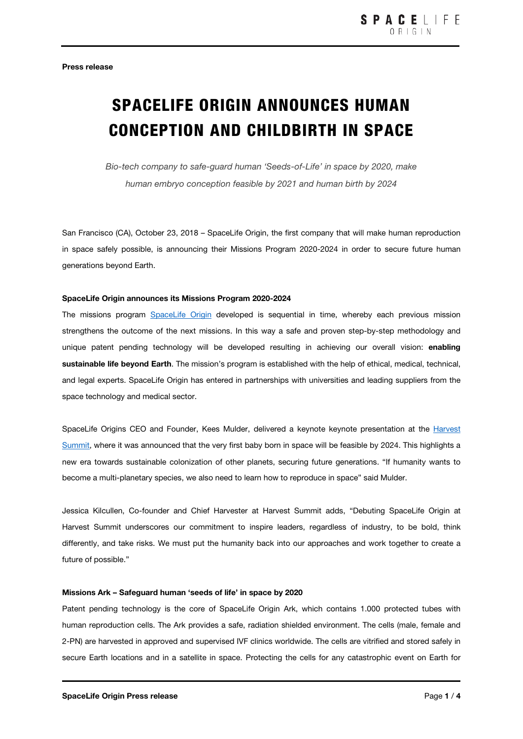**Press release**

# SPACELIFE ORIGIN ANNOUNCES HUMAN CONCEPTION AND CHILDBIRTH IN SPACE

*Bio-tech company to safe-guard human 'Seeds-of-Life' in space by 2020, make human embryo conception feasible by 2021 and human birth by 2024*

San Francisco (CA), October 23, 2018 – SpaceLife Origin, the first company that will make human reproduction in space safely possible, is announcing their Missions Program 2020-2024 in order to secure future human generations beyond Earth.

**SpaceLife Origin announces its Missions Program 2020-2024**

The missions program SpaceLife Origin developed is sequential in time, whereby each previous mission strengthens the outcome of the next missions. In this way a safe and proven step-by-step methodology and unique patent pending technology will be developed resulting in achieving our overall vision: **enabling sustainable life beyond Earth**. The mission's program is established with the help of ethical, medical, technical, and legal experts. SpaceLife Origin has entered in partnerships with universities and leading suppliers from the space technology and medical sector.

SpaceLife Origins CEO and Founder, Kees Mulder, delivered a keynote keynote presentation at the Harvest Summit, where it was announced that the very first baby born in space will be feasible by 2024. This highlights a new era towards sustainable colonization of other planets, securing future generations. "If humanity wants to become a multi-planetary species, we also need to learn how to reproduce in space" said Mulder.

Jessica Kilcullen, Co-founder and Chief Harvester at Harvest Summit adds, "Debuting SpaceLife Origin at Harvest Summit underscores our commitment to inspire leaders, regardless of industry, to be bold, think differently, and take risks. We must put the humanity back into our approaches and work together to create a future of possible."

**Missions Ark – Safeguard human 'seeds of life' in space by 2020**

Patent pending technology is the core of SpaceLife Origin Ark, which contains 1.000 protected tubes with human reproduction cells. The Ark provides a safe, radiation shielded environment. The cells (male, female and 2-PN) are harvested in approved and supervised IVF clinics worldwide. The cells are vitrified and stored safely in secure Earth locations and in a satellite in space. Protecting the cells for any catastrophic event on Earth for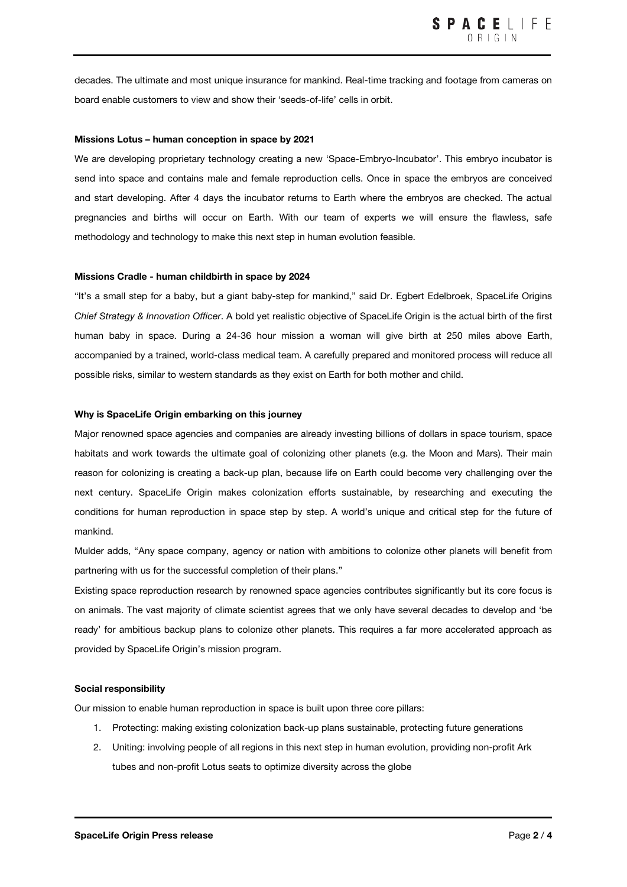decades. The ultimate and most unique insurance for mankind. Real-time tracking and footage from cameras on board enable customers to view and show their 'seeds-of-life' cells in orbit.

**Missions Lotus – human conception in space by 2021**

We are developing proprietary technology creating a new 'Space-Embryo-Incubator'. This embryo incubator is send into space and contains male and female reproduction cells. Once in space the embryos are conceived and start developing. After 4 days the incubator returns to Earth where the embryos are checked. The actual pregnancies and births will occur on Earth. With our team of experts we will ensure the flawless, safe methodology and technology to make this next step in human evolution feasible.

**Missions Cradle - human childbirth in space by 2024**

"It's a small step for a baby, but a giant baby-step for mankind," said Dr. Egbert Edelbroek, SpaceLife Origins *Chief Strategy & Innovation Officer*. A bold yet realistic objective of SpaceLife Origin is the actual birth of the first human baby in space. During a 24-36 hour mission a woman will give birth at 250 miles above Earth, accompanied by a trained, world-class medical team. A carefully prepared and monitored process will reduce all possible risks, similar to western standards as they exist on Earth for both mother and child.

**Why is SpaceLife Origin embarking on this journey**

Major renowned space agencies and companies are already investing billions of dollars in space tourism, space habitats and work towards the ultimate goal of colonizing other planets (e.g. the Moon and Mars). Their main reason for colonizing is creating a back-up plan, because life on Earth could become very challenging over the next century. SpaceLife Origin makes colonization efforts sustainable, by researching and executing the conditions for human reproduction in space step by step. A world's unique and critical step for the future of mankind.

Mulder adds, "Any space company, agency or nation with ambitions to colonize other planets will benefit from partnering with us for the successful completion of their plans."

Existing space reproduction research by renowned space agencies contributes significantly but its core focus is on animals. The vast majority of climate scientist agrees that we only have several decades to develop and 'be ready' for ambitious backup plans to colonize other planets. This requires a far more accelerated approach as provided by SpaceLife Origin's mission program.

**Social responsibility**

Our mission to enable human reproduction in space is built upon three core pillars:

1. Protecting: making existing colonization back-up plans sustainable, protecting future generations
2. Uniting: involving people of all regions in this next step in human evolution, providing non-profit Ark tubes and non-profit Lotus seats to optimize diversity across the globe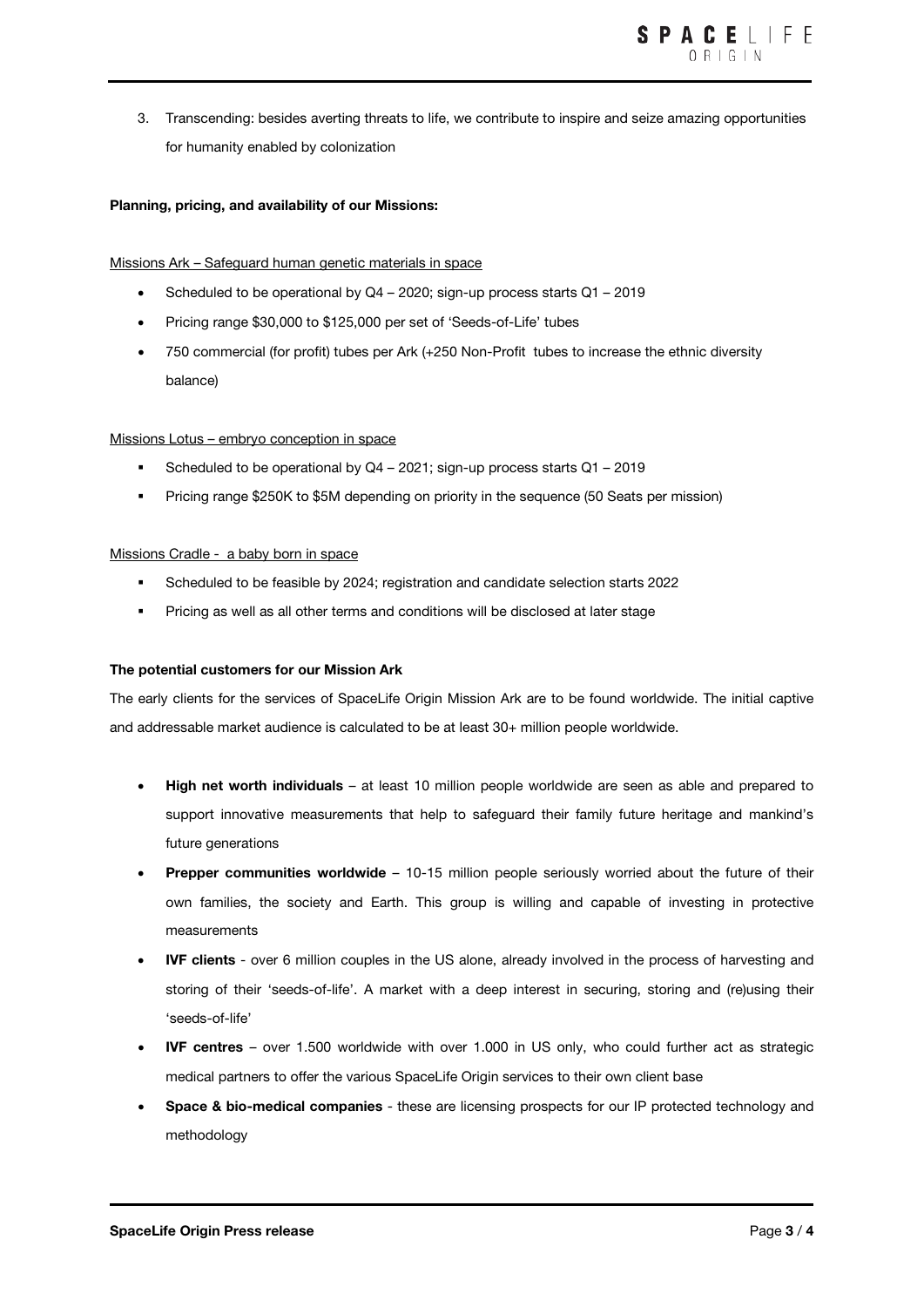3. Transcending: besides averting threats to life, we contribute to inspire and seize amazing opportunities for humanity enabled by colonization

**Planning, pricing, and availability of our Missions:**

Missions Ark – Safeguard human genetic materials in space

- Scheduled to be operational by Q4 – 2020; sign-up process starts Q1 – 2019
- Pricing range $30,000 to $125,000 per set of 'Seeds-of-Life' tubes
- 750 commercial (for profit) tubes per Ark (+250 Non-Profit tubes to increase the ethnic diversity balance)

Missions Lotus – embryo conception in space

- Scheduled to be operational by Q4 – 2021; sign-up process starts Q1 – 2019
- Pricing range $250K to $5M depending on priority in the sequence (50 Seats per mission)

Missions Cradle - a baby born in space

- Scheduled to be feasible by 2024; registration and candidate selection starts 2022
- Pricing as well as all other terms and conditions will be disclosed at later stage

**The potential customers for our Mission Ark**

The early clients for the services of SpaceLife Origin Mission Ark are to be found worldwide. The initial captive and addressable market audience is calculated to be at least 30+ million people worldwide.

- **High net worth individuals** – at least 10 million people worldwide are seen as able and prepared to support innovative measurements that help to safeguard their family future heritage and mankind's future generations
- **Prepper communities worldwide** – 10-15 million people seriously worried about the future of their own families, the society and Earth. This group is willing and capable of investing in protective measurements
- **IVF clients** - over 6 million couples in the US alone, already involved in the process of harvesting and storing of their 'seeds-of-life'. A market with a deep interest in securing, storing and (re)using their 'seeds-of-life'
- **IVF centres** – over 1.500 worldwide with over 1.000 in US only, who could further act as strategic medical partners to offer the various SpaceLife Origin services to their own client base
- **Space & bio-medical companies** - these are licensing prospects for our IP protected technology and methodology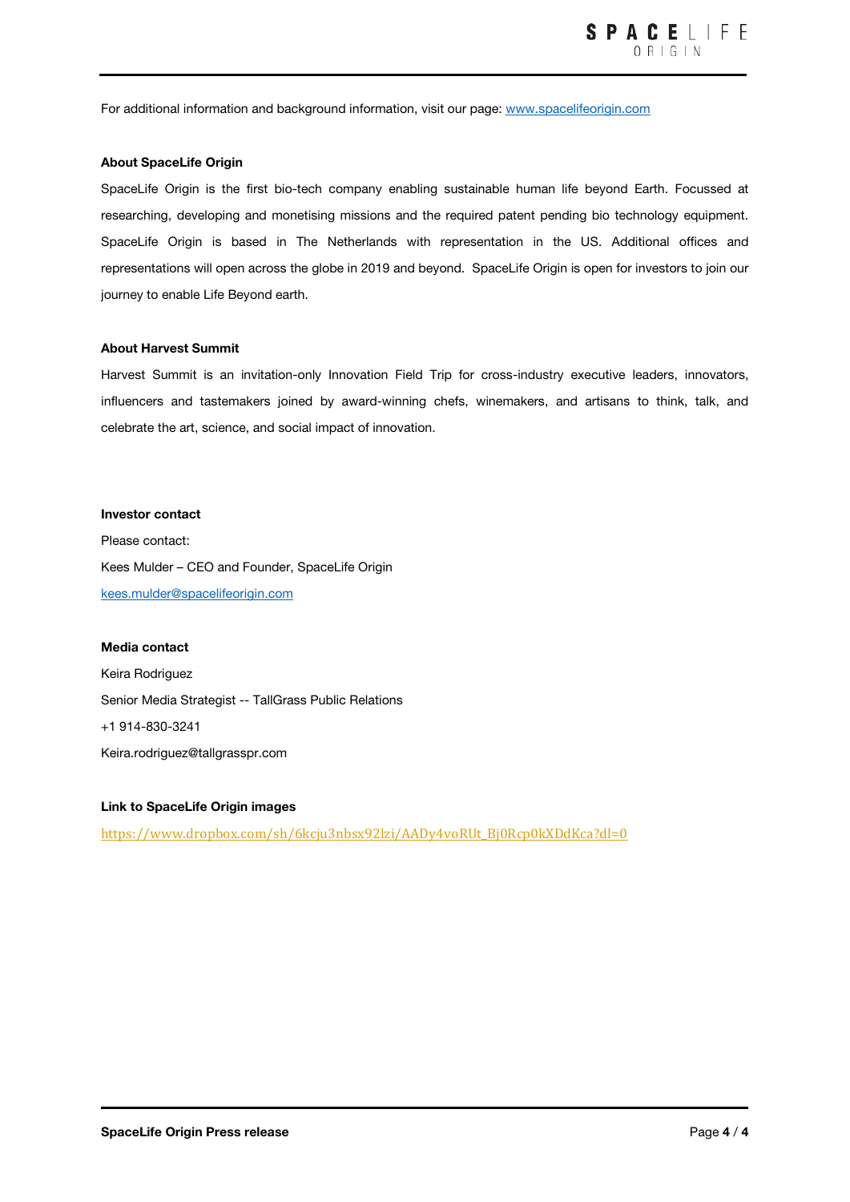For additional information and background information, visit our page: www.spacelifeorigin.com

**About SpaceLife Origin**

SpaceLife Origin is the first bio-tech company enabling sustainable human life beyond Earth. Focussed at researching, developing and monetising missions and the required patent pending bio technology equipment. SpaceLife Origin is based in The Netherlands with representation in the US. Additional offices and representations will open across the globe in 2019 and beyond. SpaceLife Origin is open for investors to join our journey to enable Life Beyond earth.

**About Harvest Summit**

Harvest Summit is an invitation-only Innovation Field Trip for cross-industry executive leaders, innovators, influencers and tastemakers joined by award-winning chefs, winemakers, and artisans to think, talk, and celebrate the art, science, and social impact of innovation.

**Investor contact**

Please contact:

Kees Mulder – CEO and Founder, SpaceLife Origin

kees.mulder@spacelifeorigin.com

**Media contact**

Keira Rodriguez

Senior Media Strategist -- TallGrass Public Relations

+1 914-830-3241

Keira.rodriguez@tallgrasspr.com

**Link to SpaceLife Origin images**

https://www.dropbox.com/sh/6kcju3nbsx92lzi/AADy4voRUt_Bj0Rcp0kXDdKca?dl=0